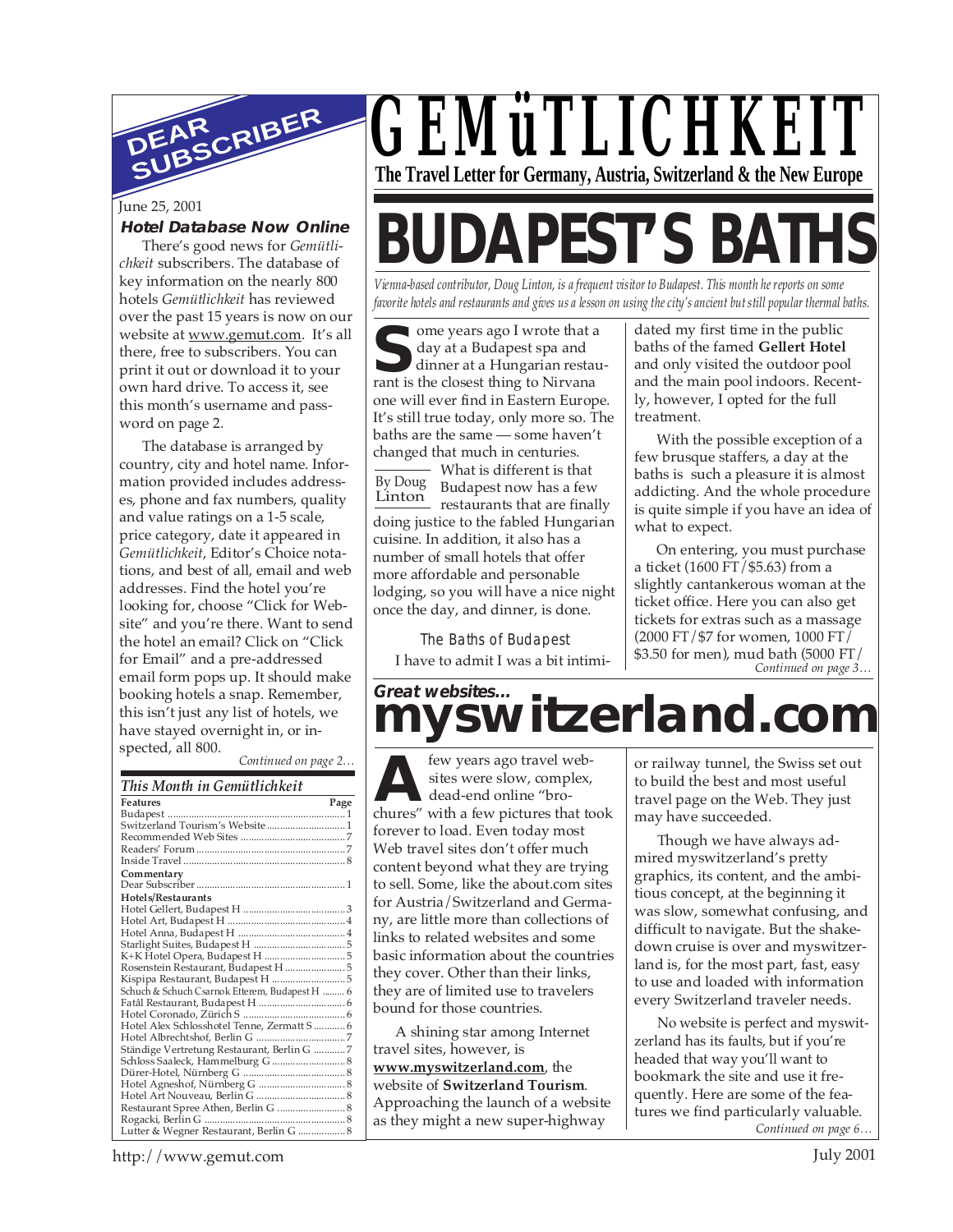# GEMüTLICHKEIT

**The Travel Letter for Germany, Austria, Switzerland & the New Europe**

## DEAR SUBSCRIBER

June 25, 2001

### Hotel Database Now Online

There's good news for *Gemütlichkeit* subscribers. The database of key information on the nearly 800 hotels *Gemütlichkeit* has reviewed over the past 15 years is now on our website at www.gemut.com. It's all there, free to subscribers. You can print it out or download it to your own hard drive. To access it, see this month's username and password on page 2.

The database is arranged by country, city and hotel name. Information provided includes addresses, phone and fax numbers, quality and value ratings on a 1-5 scale, price category, date it appeared in *Gemütlichkeit*, Editor's Choice notations, and best of all, email and web addresses. Find the hotel you're looking for, choose "Click for Website" and you're there. Want to send the hotel an email? Click on "Click for Email" and a pre-addressed email form pops up. It should make booking hotels a snap. Remember, this isn't just any list of hotels, we have stayed overnight in, or inspected, all 800.

*Continued on page 2…*

### This Month in Gemütlichkeit

| Features | Page |
|---|---|
| Budapest | 1 |
| Switzerland Tourism's Website | 1 |
| Recommended Web Sites | 7 |
| Readers' Forum | 7 |
| Inside Travel | 8 |
| **Commentary** | |
| Dear Subscriber | 1 |
| **Hotels/Restaurants** | |
| Hotel Gellert, Budapest H | 3 |
| Hotel Art, Budapest H | 4 |
| Hotel Anna, Budapest H | 4 |
| Starlight Suites, Budapest H | 5 |
| K+K Hotel Opera, Budapest H | 5 |
| Rosenstein Restaurant, Budapest H | 5 |
| Kispipa Restaurant, Budapest H | 5 |
| Schuch & Schuch Csarnok Etterem, Budapest H | 6 |
| Fatál Restaurant, Budapest H | 6 |
| Hotel Coronado, Zürich S | 6 |
| Hotel Alex Schlosshotel Tenne, Zermatt S | 6 |
| Hotel Albrechtshof, Berlin G | 7 |
| Ständige Vertretung Restaurant, Berlin G | 7 |
| Schloss Saaleck, Hammelburg G | 8 |
| Dürer-Hotel, Nürnberg G | 8 |
| Hotel Agneshof, Nürnberg G | 8 |
| Hotel Art Nouveau, Berlin G | 8 |
| Restaurant Spree Athen, Berlin G | 8 |
| Rogacki, Berlin G | 8 |
| Lutter & Wegner Restaurant, Berlin G | 8 |

# BUDAPEST'S BATHS

*Vienna-based contributor, Doug Linton, is a frequent visitor to Budapest. This month he reports on some favorite hotels and restaurants and gives us a lesson on using the city's ancient but still popular thermal baths.*

By Doug Linton

Some years ago I wrote that a day at a Budapest spa and dinner at a Hungarian restaurant is the closest thing to Nirvana one will ever find in Eastern Europe. It's still true today, only more so. The baths are the same — some haven't changed that much in centuries.

What is different is that Budapest now has a few restaurants that are finally doing justice to the fabled Hungarian cuisine. In addition, it also has a number of small hotels that offer more affordable and personable lodging, so you will have a nice night once the day, and dinner, is done.

### The Baths of Budapest

I have to admit I was a bit intimidated my first time in the public baths of the famed **Gellert Hotel** and only visited the outdoor pool and the main pool indoors. Recently, however, I opted for the full treatment.

With the possible exception of a few brusque staffers, a day at the baths is such a pleasure it is almost addicting. And the whole procedure is quite simple if you have an idea of what to expect.

On entering, you must purchase a ticket (1600 FT/$5.63) from a slightly cantankerous woman at the ticket office. Here you can also get tickets for extras such as a massage (2000 FT/$7 for women, 1000 FT/$3.50 for men), mud bath (5000 FT/

*Continued on page 3…*

## *Great websites…* myswitzerland.com

A few years ago travel websites were slow, complex, dead-end online "brochures" with a few pictures that took forever to load. Even today most Web travel sites don't offer much content beyond what they are trying to sell. Some, like the about.com sites for Austria/Switzerland and Germany, are little more than collections of links to related websites and some basic information about the countries they cover. Other than their links, they are of limited use to travelers bound for those countries.

A shining star among Internet travel sites, however, is **www.myswitzerland.com**, the website of **Switzerland Tourism**. Approaching the launch of a website as they might a new super-highway or railway tunnel, the Swiss set out to build the best and most useful travel page on the Web. They just may have succeeded.

Though we have always admired myswitzerland's pretty graphics, its content, and the ambitious concept, at the beginning it was slow, somewhat confusing, and difficult to navigate. But the shakedown cruise is over and myswitzerland is, for the most part, fast, easy to use and loaded with information every Switzerland traveler needs.

No website is perfect and myswitzerland has its faults, but if you're headed that way you'll want to bookmark the site and use it frequently. Here are some of the features we find particularly valuable.

*Continued on page 6…*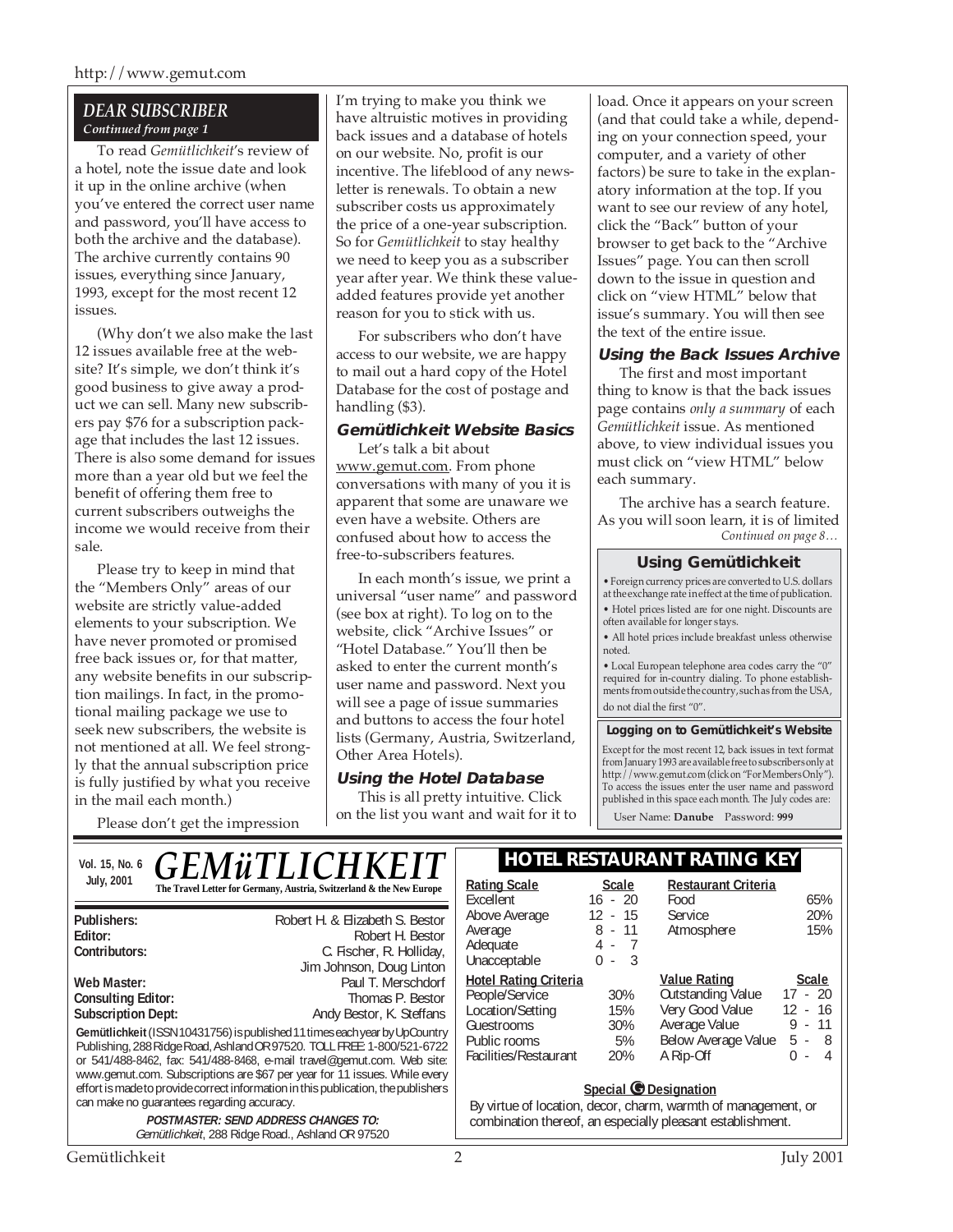## DEAR SUBSCRIBER

*Continued from page 1*

To read *Gemütlichkeit*'s review of a hotel, note the issue date and look it up in the online archive (when you've entered the correct user name and password, you'll have access to both the archive and the database). The archive currently contains 90 issues, everything since January, 1993, except for the most recent 12 issues.

(Why don't we also make the last 12 issues available free at the website? It's simple, we don't think it's good business to give away a product we can sell. Many new subscribers pay $76 for a subscription package that includes the last 12 issues. There is also some demand for issues more than a year old but we feel the benefit of offering them free to current subscribers outweighs the income we would receive from their sale.

Please try to keep in mind that the "Members Only" areas of our website are strictly value-added elements to your subscription. We have never promoted or promised free back issues or, for that matter, any website benefits in our subscription mailings. In fact, in the promotional mailing package we use to seek new subscribers, the website is not mentioned at all. We feel strongly that the annual subscription price is fully justified by what you receive in the mail each month.)

Please don't get the impression I'm trying to make you think we have altruistic motives in providing back issues and a database of hotels on our website. No, profit is our incentive. The lifeblood of any newsletter is renewals. To obtain a new subscriber costs us approximately the price of a one-year subscription. So for *Gemütlichkeit* to stay healthy we need to keep you as a subscriber year after year. We think these value-added features provide yet another reason for you to stick with us.

For subscribers who don't have access to our website, we are happy to mail out a hard copy of the Hotel Database for the cost of postage and handling ($3).

### Gemütlichkeit Website Basics

Let's talk a bit about www.gemut.com. From phone conversations with many of you it is apparent that some are unaware we even have a website. Others are confused about how to access the free-to-subscribers features.

In each month's issue, we print a universal "user name" and password (see box at right). To log on to the website, click "Archive Issues" or "Hotel Database." You'll then be asked to enter the current month's user name and password. Next you will see a page of issue summaries and buttons to access the four hotel lists (Germany, Austria, Switzerland, Other Area Hotels).

### Using the Hotel Database

This is all pretty intuitive. Click on the list you want and wait for it to load. Once it appears on your screen (and that could take a while, depending on your connection speed, your computer, and a variety of other factors) be sure to take in the explanatory information at the top. If you want to see our review of any hotel, click the "Back" button of your browser to get back to the "Archive Issues" page. You can then scroll down to the issue in question and click on "view HTML" below that issue's summary. You will then see the text of the entire issue.

### Using the Back Issues Archive

The first and most important thing to know is that the back issues page contains *only a summary* of each *Gemütlichkeit* issue. As mentioned above, to view individual issues you must click on "view HTML" below each summary.

The archive has a search feature. As you will soon learn, it is of limited

*Continued on page 8…*

### Using Gemütlichkeit

- Foreign currency prices are converted to U.S. dollars at the exchange rate in effect at the time of publication.
- Hotel prices listed are for one night. Discounts are often available for longer stays.
- All hotel prices include breakfast unless otherwise noted.
- Local European telephone area codes carry the "0" required for in-country dialing. To phone establishments from outside the country, such as from the USA, do not dial the first "0".

### Logging on to Gemütlichkeit's Website

Except for the most recent 12, back issues in text format from January 1993 are available free to subscribers only at http://www.gemut.com (click on "For Members Only"). To access the issues enter the user name and password published in this space each month. The July codes are:

User Name: **Danube** Password: **999**

---

Vol. 15, No. 6
July, 2001

# GEMüTLICHKEIT

**The Travel Letter for Germany, Austria, Switzerland & the New Europe**

| | |
|---|---|
| **Publishers:** | Robert H. & Elizabeth S. Bestor |
| **Editor:** | Robert H. Bestor |
| **Contributors:** | C. Fischer, R. Holliday, Jim Johnson, Doug Linton |
| **Web Master:** | Paul T. Merschdorf |
| **Consulting Editor:** | Thomas P. Bestor |
| **Subscription Dept:** | Andy Bestor, K. Steffans |

**Gemütlichkeit** (ISSN 10431756) is published 11 times each year by UpCountry Publishing, 288 Ridge Road, Ashland OR 97520. TOLL FREE: 1-800/521-6722 or 541/488-8462, fax: 541/488-8468, e-mail travel@gemut.com. Web site: www.gemut.com. Subscriptions are $67 per year for 11 issues. While every effort is made to provide correct information in this publication, the publishers can make no guarantees regarding accuracy.

***POSTMASTER: SEND ADDRESS CHANGES TO:***
*Gemütlichkeit*, 288 Ridge Road., Ashland OR 97520

## HOTEL RESTAURANT RATING KEY

| Rating Scale | Scale |
|---|---|
| Excellent | 16 - 20 |
| Above Average | 12 - 15 |
| Average | 8 - 11 |
| Adequate | 4 - 7 |
| Unacceptable | 0 - 3 |

| Restaurant Criteria | |
|---|---|
| Food | 65% |
| Service | 20% |
| Atmosphere | 15% |

| Hotel Rating Criteria | |
|---|---|
| People/Service | 30% |
| Location/Setting | 15% |
| Guestrooms | 30% |
| Public rooms | 5% |
| Facilities/Restaurant | 20% |

| Value Rating | Scale |
|---|---|
| Outstanding Value | 17 - 20 |
| Very Good Value | 12 - 16 |
| Average Value | 9 - 11 |
| Below Average Value | 5 - 8 |
| A Rip-Off | 0 - 4 |

**Special G Designation**

By virtue of location, decor, charm, warmth of management, or combination thereof, an especially pleasant establishment.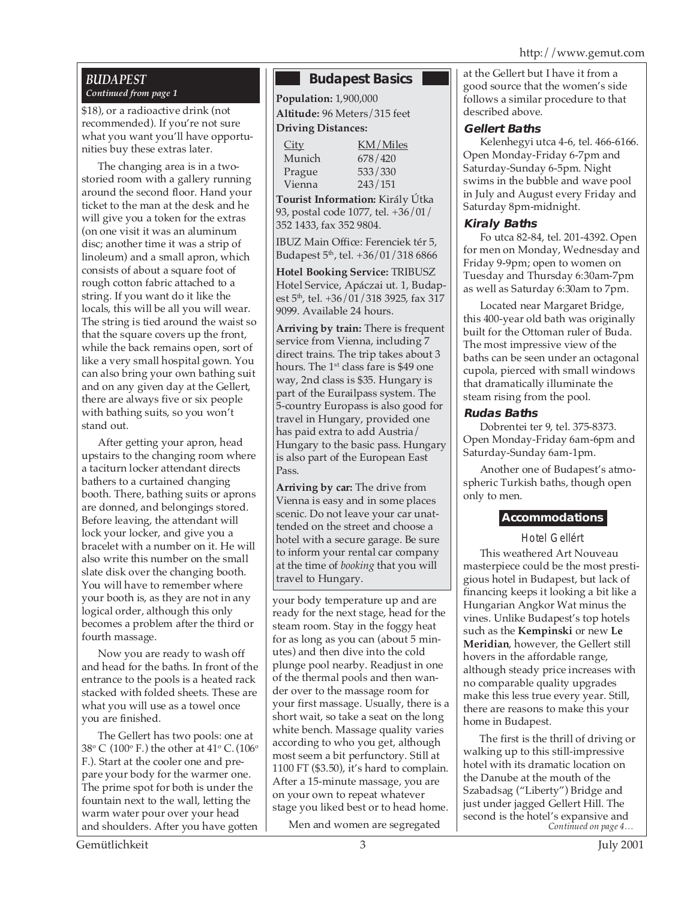## BUDAPEST

*Continued from page 1*

$18), or a radioactive drink (not recommended). If you're not sure what you want you'll have opportunities buy these extras later.

The changing area is in a two-storied room with a gallery running around the second floor. Hand your ticket to the man at the desk and he will give you a token for the extras (on one visit it was an aluminum disc; another time it was a strip of linoleum) and a small apron, which consists of about a square foot of rough cotton fabric attached to a string. If you want do it like the locals, this will be all you will wear. The string is tied around the waist so that the square covers up the front, while the back remains open, sort of like a very small hospital gown. You can also bring your own bathing suit and on any given day at the Gellert, there are always five or six people with bathing suits, so you won't stand out.

After getting your apron, head upstairs to the changing room where a taciturn locker attendant directs bathers to a curtained changing booth. There, bathing suits or aprons are donned, and belongings stored. Before leaving, the attendant will lock your locker, and give you a bracelet with a number on it. He will also write this number on the small slate disk over the changing booth. You will have to remember where your booth is, as they are not in any logical order, although this only becomes a problem after the third or fourth massage.

Now you are ready to wash off and head for the baths. In front of the entrance to the pools is a heated rack stacked with folded sheets. These are what you will use as a towel once you are finished.

The Gellert has two pools: one at 38° C (100° F.) the other at 41° C. (106° F.). Start at the cooler one and prepare your body for the warmer one. The prime spot for both is under the fountain next to the wall, letting the warm water pour over your head and shoulders. After you have gotten your body temperature up and are ready for the next stage, head for the steam room. Stay in the foggy heat for as long as you can (about 5 minutes) and then dive into the cold plunge pool nearby. Readjust in one of the thermal pools and then wander over to the massage room for your first massage. Usually, there is a short wait, so take a seat on the long white bench. Massage quality varies according to who you get, although most seem a bit perfunctory. Still at 1100 FT ($3.50), it's hard to complain. After a 15-minute massage, you are on your own to repeat whatever stage you liked best or to head home.

Men and women are segregated at the Gellert but I have it from a good source that the women's side follows a similar procedure to that described above.

### Budapest Basics

**Population:** 1,900,000

**Altitude:** 96 Meters/315 feet

**Driving Distances:**

| City | KM/Miles |
|---|---|
| Munich | 678/420 |
| Prague | 533/330 |
| Vienna | 243/151 |

**Tourist Information:** Király Útka 93, postal code 1077, tel. +36/01/352 1433, fax 352 9804.

IBUZ Main Office: Ferenciek tér 5, Budapest 5th, tel. +36/01/318 6866

**Hotel Booking Service:** TRIBUSZ Hotel Service, Apáczai ut. 1, Budapest 5th, tel. +36/01/318 3925, fax 317 9099. Available 24 hours.

**Arriving by train:** There is frequent service from Vienna, including 7 direct trains. The trip takes about 3 hours. The 1st class fare is $49 one way, 2nd class is $35. Hungary is part of the Eurailpass system. The 5-country Europass is also good for travel in Hungary, provided one has paid extra to add Austria/Hungary to the basic pass. Hungary is also part of the European East Pass.

**Arriving by car:** The drive from Vienna is easy and in some places scenic. Do not leave your car unattended on the street and choose a hotel with a secure garage. Be sure to inform your rental car company at the time of *booking* that you will travel to Hungary.

#### Gellert Baths

Kelenhegyi utca 4-6, tel. 466-6166. Open Monday-Friday 6-7pm and Saturday-Sunday 6-5pm. Night swims in the bubble and wave pool in July and August every Friday and Saturday 8pm-midnight.

#### Kiraly Baths

Fo utca 82-84, tel. 201-4392. Open for men on Monday, Wednesday and Friday 9-9pm; open to women on Tuesday and Thursday 6:30am-7pm as well as Saturday 6:30am to 7pm.

Located near Margaret Bridge, this 400-year old bath was originally built for the Ottoman ruler of Buda. The most impressive view of the baths can be seen under an octagonal cupola, pierced with small windows that dramatically illuminate the steam rising from the pool.

#### Rudas Baths

Dobrentei ter 9, tel. 375-8373. Open Monday-Friday 6am-6pm and Saturday-Sunday 6am-1pm.

Another one of Budapest's atmospheric Turkish baths, though open only to men.

### Accommodations

#### Hotel Gellért

This weathered Art Nouveau masterpiece could be the most prestigious hotel in Budapest, but lack of financing keeps it looking a bit like a Hungarian Angkor Wat minus the vines. Unlike Budapest's top hotels such as the **Kempinski** or new **Le Meridian**, however, the Gellert still hovers in the affordable range, although steady price increases with no comparable quality upgrades make this less true every year. Still, there are reasons to make this your home in Budapest.

The first is the thrill of driving or walking up to this still-impressive hotel with its dramatic location on the Danube at the mouth of the Szabadsag ("Liberty") Bridge and just under jagged Gellert Hill. The second is the hotel's expansive and

*Continued on page 4…*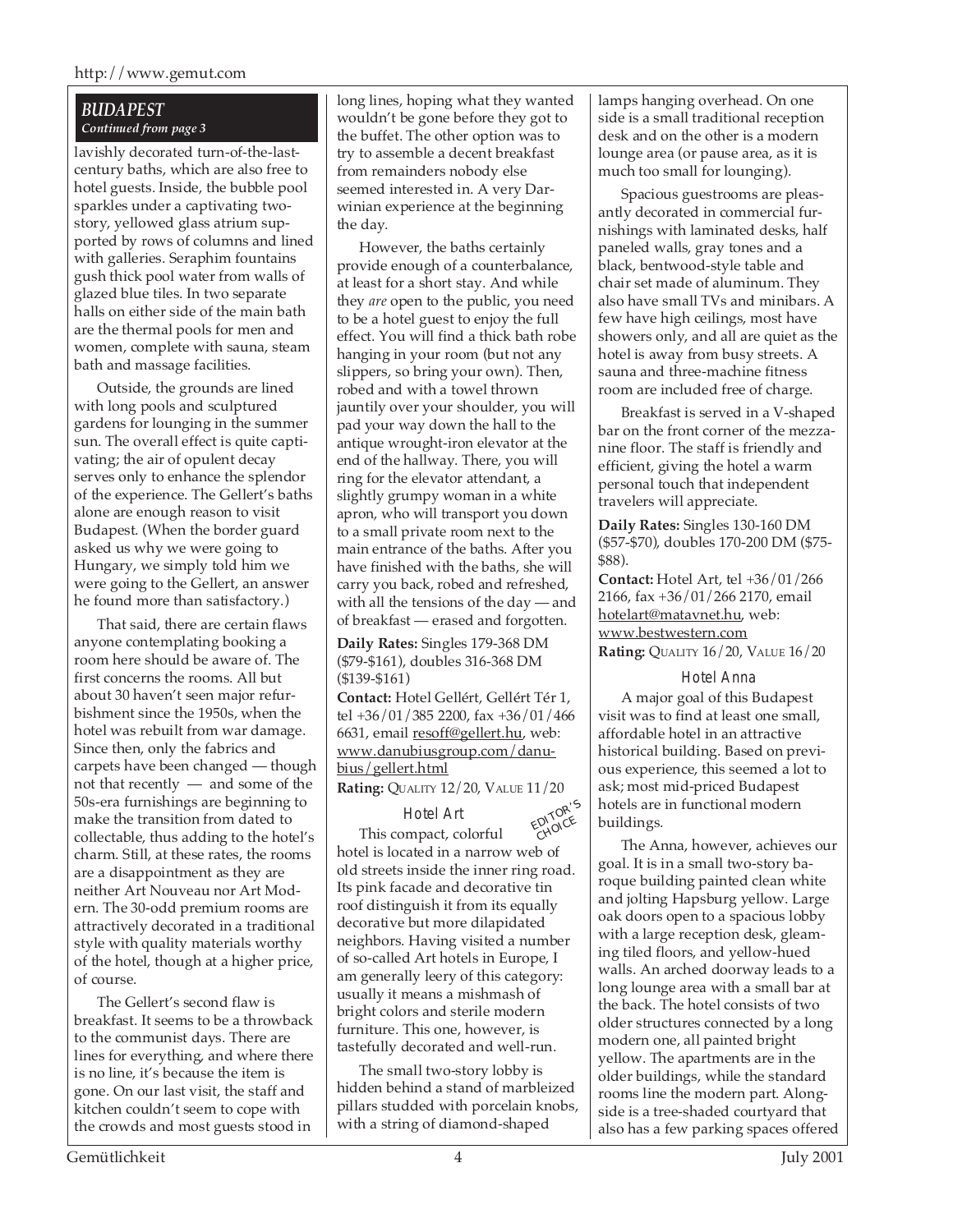## BUDAPEST

*Continued from page 3*

lavishly decorated turn-of-the-last-century baths, which are also free to hotel guests. Inside, the bubble pool sparkles under a captivating two-story, yellowed glass atrium supported by rows of columns and lined with galleries. Seraphim fountains gush thick pool water from walls of glazed blue tiles. In two separate halls on either side of the main bath are the thermal pools for men and women, complete with sauna, steam bath and massage facilities.

Outside, the grounds are lined with long pools and sculptured gardens for lounging in the summer sun. The overall effect is quite captivating; the air of opulent decay serves only to enhance the splendor of the experience. The Gellert's baths alone are enough reason to visit Budapest. (When the border guard asked us why we were going to Hungary, we simply told him we were going to the Gellert, an answer he found more than satisfactory.)

That said, there are certain flaws anyone contemplating booking a room here should be aware of. The first concerns the rooms. All but about 30 haven't seen major refurbishment since the 1950s, when the hotel was rebuilt from war damage. Since then, only the fabrics and carpets have been changed — though not that recently — and some of the 50s-era furnishings are beginning to make the transition from dated to collectable, thus adding to the hotel's charm. Still, at these rates, the rooms are a disappointment as they are neither Art Nouveau nor Art Modern. The 30-odd premium rooms are attractively decorated in a traditional style with quality materials worthy of the hotel, though at a higher price, of course.

The Gellert's second flaw is breakfast. It seems to be a throwback to the communist days. There are lines for everything, and where there is no line, it's because the item is gone. On our last visit, the staff and kitchen couldn't seem to cope with the crowds and most guests stood in long lines, hoping what they wanted wouldn't be gone before they got to the buffet. The other option was to try to assemble a decent breakfast from remainders nobody else seemed interested in. A very Darwinian experience at the beginning the day.

However, the baths certainly provide enough of a counterbalance, at least for a short stay. And while they *are* open to the public, you need to be a hotel guest to enjoy the full effect. You will find a thick bath robe hanging in your room (but not any slippers, so bring your own). Then, robed and with a towel thrown jauntily over your shoulder, you will pad your way down the hall to the antique wrought-iron elevator at the end of the hallway. There, you will ring for the elevator attendant, a slightly grumpy woman in a white apron, who will transport you down to a small private room next to the main entrance of the baths. After you have finished with the baths, she will carry you back, robed and refreshed, with all the tensions of the day — and of breakfast — erased and forgotten.

**Daily Rates:** Singles 179-368 DM ($79-$161), doubles 316-368 DM ($139-$161)

**Contact:** Hotel Gellért, Gellért Tér 1, tel +36/01/385 2200, fax +36/01/466 6631, email resoff@gellert.hu, web: www.danubiusgroup.com/danubius/gellert.html

**Rating:** QUALITY 12/20, VALUE 11/20

### Hotel Art

EDITOR'S CHOICE

This compact, colorful hotel is located in a narrow web of old streets inside the inner ring road. Its pink facade and decorative tin roof distinguish it from its equally decorative but more dilapidated neighbors. Having visited a number of so-called Art hotels in Europe, I am generally leery of this category: usually it means a mishmash of bright colors and sterile modern furniture. This one, however, is tastefully decorated and well-run.

The small two-story lobby is hidden behind a stand of marbleized pillars studded with porcelain knobs, with a string of diamond-shaped lamps hanging overhead. On one side is a small traditional reception desk and on the other is a modern lounge area (or pause area, as it is much too small for lounging).

Spacious guestrooms are pleasantly decorated in commercial furnishings with laminated desks, half paneled walls, gray tones and a black, bentwood-style table and chair set made of aluminum. They also have small TVs and minibars. A few have high ceilings, most have showers only, and all are quiet as the hotel is away from busy streets. A sauna and three-machine fitness room are included free of charge.

Breakfast is served in a V-shaped bar on the front corner of the mezzanine floor. The staff is friendly and efficient, giving the hotel a warm personal touch that independent travelers will appreciate.

**Daily Rates:** Singles 130-160 DM ($57-$70), doubles 170-200 DM ($75-$88).

**Contact:** Hotel Art, tel +36/01/266 2166, fax +36/01/266 2170, email hotelart@matavnet.hu, web: www.bestwestern.com

**Rating:** QUALITY 16/20, VALUE 16/20

### Hotel Anna

A major goal of this Budapest visit was to find at least one small, affordable hotel in an attractive historical building. Based on previous experience, this seemed a lot to ask; most mid-priced Budapest hotels are in functional modern buildings.

The Anna, however, achieves our goal. It is in a small two-story baroque building painted clean white and jolting Hapsburg yellow. Large oak doors open to a spacious lobby with a large reception desk, gleaming tiled floors, and yellow-hued walls. An arched doorway leads to a long lounge area with a small bar at the back. The hotel consists of two older structures connected by a long modern one, all painted bright yellow. The apartments are in the older buildings, while the standard rooms line the modern part. Alongside is a tree-shaded courtyard that also has a few parking spaces offered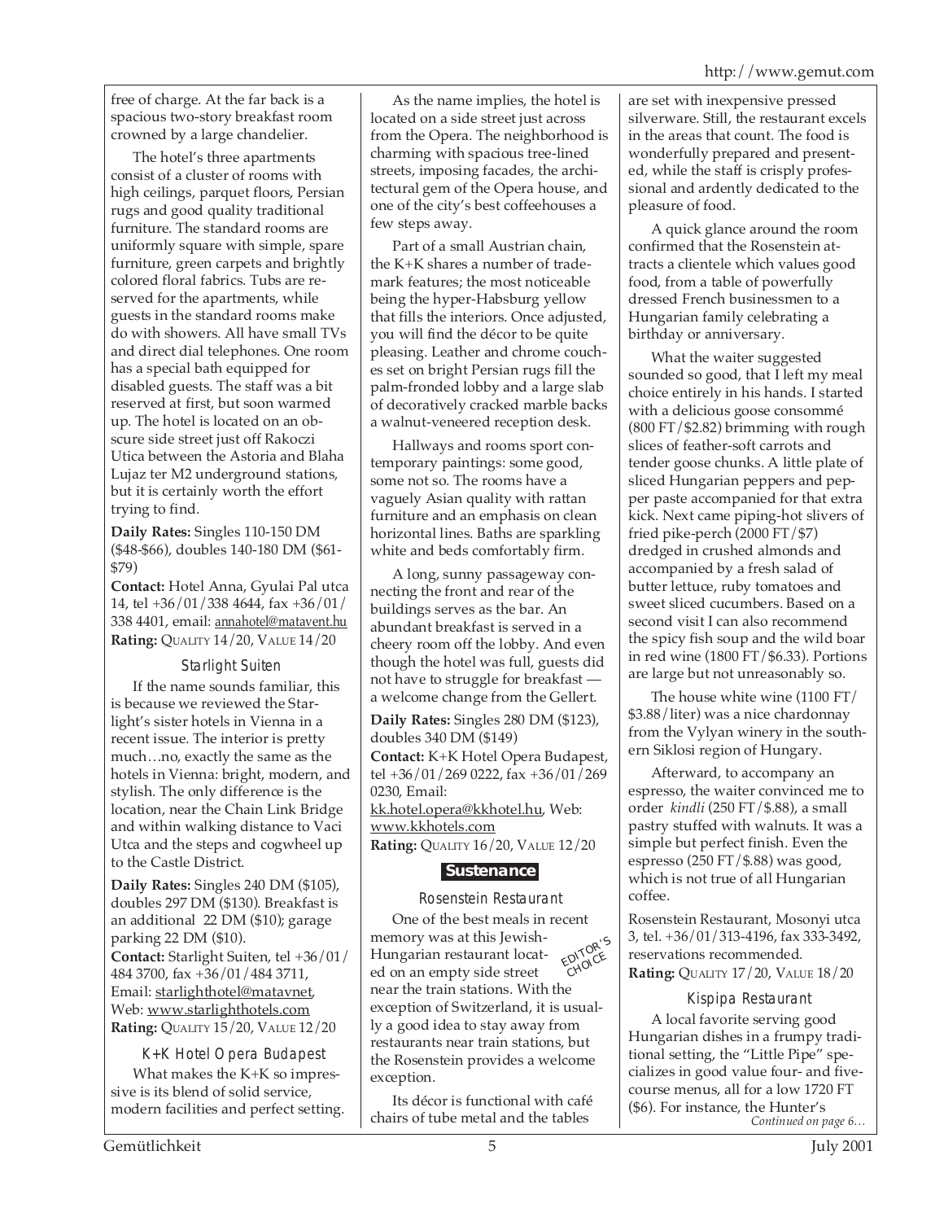free of charge. At the far back is a spacious two-story breakfast room crowned by a large chandelier.

The hotel's three apartments consist of a cluster of rooms with high ceilings, parquet floors, Persian rugs and good quality traditional furniture. The standard rooms are uniformly square with simple, spare furniture, green carpets and brightly colored floral fabrics. Tubs are reserved for the apartments, while guests in the standard rooms make do with showers. All have small TVs and direct dial telephones. One room has a special bath equipped for disabled guests. The staff was a bit reserved at first, but soon warmed up. The hotel is located on an obscure side street just off Rakoczi Utica between the Astoria and Blaha Lujaz ter M2 underground stations, but it is certainly worth the effort trying to find.

**Daily Rates:** Singles 110-150 DM ($48-$66), doubles 140-180 DM ($61-$79)

**Contact:** Hotel Anna, Gyulai Pal utca 14, tel +36/01/338 4644, fax +36/01/338 4401, email: annahotel@matavent.hu

**Rating:** QUALITY 14/20, VALUE 14/20

### Starlight Suiten

If the name sounds familiar, this is because we reviewed the Starlight's sister hotels in Vienna in a recent issue. The interior is pretty much…no, exactly the same as the hotels in Vienna: bright, modern, and stylish. The only difference is the location, near the Chain Link Bridge and within walking distance to Vaci Utca and the steps and cogwheel up to the Castle District.

**Daily Rates:** Singles 240 DM ($105), doubles 297 DM ($130). Breakfast is an additional 22 DM ($10); garage parking 22 DM ($10).

**Contact:** Starlight Suiten, tel +36/01/484 3700, fax +36/01/484 3711, Email: starlighthotel@matavnet, Web: www.starlighthotels.com

**Rating:** QUALITY 15/20, VALUE 12/20

### K+K Hotel Opera Budapest

What makes the K+K so impressive is its blend of solid service, modern facilities and perfect setting.

As the name implies, the hotel is located on a side street just across from the Opera. The neighborhood is charming with spacious tree-lined streets, imposing facades, the architectural gem of the Opera house, and one of the city's best coffeehouses a few steps away.

Part of a small Austrian chain, the K+K shares a number of trademark features; the most noticeable being the hyper-Habsburg yellow that fills the interiors. Once adjusted, you will find the décor to be quite pleasing. Leather and chrome couches set on bright Persian rugs fill the palm-fronded lobby and a large slab of decoratively cracked marble backs a walnut-veneered reception desk.

Hallways and rooms sport contemporary paintings: some good, some not so. The rooms have a vaguely Asian quality with rattan furniture and an emphasis on clean horizontal lines. Baths are sparkling white and beds comfortably firm.

A long, sunny passageway connecting the front and rear of the buildings serves as the bar. An abundant breakfast is served in a cheery room off the lobby. And even though the hotel was full, guests did not have to struggle for breakfast — a welcome change from the Gellert.

**Daily Rates:** Singles 280 DM ($123), doubles 340 DM ($149)

**Contact:** K+K Hotel Opera Budapest, tel +36/01/269 0222, fax +36/01/269 0230, Email: kk.hotel.opera@kkhotel.hu, Web: www.kkhotels.com

**Rating:** QUALITY 16/20, VALUE 12/20

## Sustenance

### Rosenstein Restaurant

EDITOR'S CHOICE

One of the best meals in recent memory was at this Jewish-Hungarian restaurant located on an empty side street near the train stations. With the exception of Switzerland, it is usually a good idea to stay away from restaurants near train stations, but the Rosenstein provides a welcome exception.

Its décor is functional with café chairs of tube metal and the tables are set with inexpensive pressed silverware. Still, the restaurant excels in the areas that count. The food is wonderfully prepared and presented, while the staff is crisply professional and ardently dedicated to the pleasure of food.

A quick glance around the room confirmed that the Rosenstein attracts a clientele which values good food, from a table of powerfully dressed French businessmen to a Hungarian family celebrating a birthday or anniversary.

What the waiter suggested sounded so good, that I left my meal choice entirely in his hands. I started with a delicious goose consommé (800 FT/$2.82) brimming with rough slices of feather-soft carrots and tender goose chunks. A little plate of sliced Hungarian peppers and pepper paste accompanied for that extra kick. Next came piping-hot slivers of fried pike-perch (2000 FT/$7) dredged in crushed almonds and accompanied by a fresh salad of butter lettuce, ruby tomatoes and sweet sliced cucumbers. Based on a second visit I can also recommend the spicy fish soup and the wild boar in red wine (1800 FT/$6.33). Portions are large but not unreasonably so.

The house white wine (1100 FT/$3.88/liter) was a nice chardonnay from the Vylyan winery in the southern Siklosi region of Hungary.

Afterward, to accompany an espresso, the waiter convinced me to order *kindli* (250 FT/$.88), a small pastry stuffed with walnuts. It was a simple but perfect finish. Even the espresso (250 FT/$.88) was good, which is not true of all Hungarian coffee.

Rosenstein Restaurant, Mosonyi utca 3, tel. +36/01/313-4196, fax 333-3492, reservations recommended.

**Rating:** QUALITY 17/20, VALUE 18/20

### Kispipa Restaurant

A local favorite serving good Hungarian dishes in a frumpy traditional setting, the "Little Pipe" specializes in good value four- and five-course menus, all for a low 1720 FT ($6). For instance, the Hunter's

*Continued on page 6…*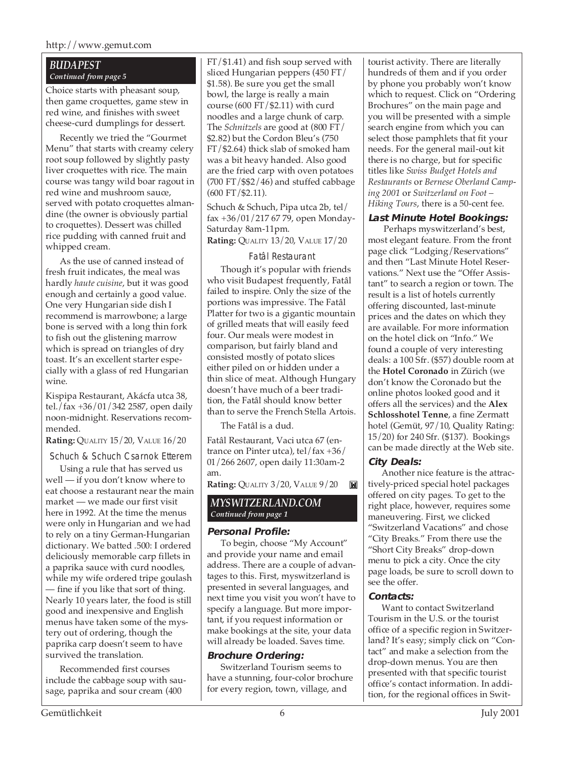## BUDAPEST
*Continued from page 5*

Choice starts with pheasant soup, then game croquettes, game stew in red wine, and finishes with sweet cheese-curd dumplings for dessert.

Recently we tried the "Gourmet Menu" that starts with creamy celery root soup followed by slightly pasty liver croquettes with rice. The main course was tangy wild boar ragout in red wine and mushroom sauce, served with potato croquettes almandine (the owner is obviously partial to croquettes). Dessert was chilled rice pudding with canned fruit and whipped cream.

As the use of canned instead of fresh fruit indicates, the meal was hardly *haute cuisine*, but it was good enough and certainly a good value. One very Hungarian side dish I recommend is marrowbone; a large bone is served with a long thin fork to fish out the glistening marrow which is spread on triangles of dry toast. It's an excellent starter especially with a glass of red Hungarian wine.

Kispipa Restaurant, Akácfa utca 38, tel./fax +36/01/342 2587, open daily noon-midnight. Reservations recommended.

**Rating:** QUALITY 15/20, VALUE 16/20

### Schuch & Schuch Csarnok Etterem

Using a rule that has served us well — if you don't know where to eat choose a restaurant near the main market — we made our first visit here in 1992. At the time the menus were only in Hungarian and we had to rely on a tiny German-Hungarian dictionary. We batted .500: I ordered deliciously memorable carp fillets in a paprika sauce with curd noodles, while my wife ordered tripe goulash — fine if you like that sort of thing. Nearly 10 years later, the food is still good and inexpensive and English menus have taken some of the mystery out of ordering, though the paprika carp doesn't seem to have survived the translation.

Recommended first courses include the cabbage soup with sausage, paprika and sour cream (400 FT/$1.41) and fish soup served with sliced Hungarian peppers (450 FT/$1.58). Be sure you get the small bowl, the large is really a main course (600 FT/$2.11) with curd noodles and a large chunk of carp. The *Schnitzels* are good at (800 FT/$2.82) but the Cordon Bleu's (750 FT/$2.64) thick slab of smoked ham was a bit heavy handed. Also good are the fried carp with oven potatoes (700 FT/$$2/46) and stuffed cabbage (600 FT/$2.11).

Schuch & Schuch, Pipa utca 2b, tel/fax +36/01/217 67 79, open Monday-Saturday 8am-11pm.

**Rating:** QUALITY 13/20, VALUE 17/20

### Fatâl Restaurant

Though it's popular with friends who visit Budapest frequently, Fatâl failed to inspire. Only the size of the portions was impressive. The Fatâl Platter for two is a gigantic mountain of grilled meats that will easily feed four. Our meals were modest in comparison, but fairly bland and consisted mostly of potato slices either piled on or hidden under a thin slice of meat. Although Hungary doesn't have much of a beer tradition, the Fatâl should know better than to serve the French Stella Artois.

The Fatâl is a dud.

Fatâl Restaurant, Vaci utca 67 (entrance on Pinter utca), tel/fax +36/01/266 2607, open daily 11:30am-2 am.

**Rating:** QUALITY 3/20, VALUE 9/20

## MYSWITZERLAND.COM
*Continued from page 1*

### Personal Profile:

To begin, choose "My Account" and provide your name and email address. There are a couple of advantages to this. First, myswitzerland is presented in several languages, and next time you visit you won't have to specify a language. But more important, if you request information or make bookings at the site, your data will already be loaded. Saves time.

### Brochure Ordering:

Switzerland Tourism seems to have a stunning, four-color brochure for every region, town, village, and tourist activity. There are literally hundreds of them and if you order by phone you probably won't know which to request. Click on "Ordering Brochures" on the main page and you will be presented with a simple search engine from which you can select those pamphlets that fit your needs. For the general mail-out kit there is no charge, but for specific titles like *Swiss Budget Hotels and Restaurants* or *Bernese Oberland Camping 2001* or *Switzerland on Foot – Hiking Tours*, there is a 50-cent fee.

### Last Minute Hotel Bookings:

Perhaps myswitzerland's best, most elegant feature. From the front page click "Lodging/Reservations" and then "Last Minute Hotel Reservations." Next use the "Offer Assistant" to search a region or town. The result is a list of hotels currently offering discounted, last-minute prices and the dates on which they are available. For more information on the hotel click on "Info." We found a couple of very interesting deals: a 100 Sfr. ($57) double room at the **Hotel Coronado** in Zürich (we don't know the Coronado but the online photos looked good and it offers all the services) and the **Alex Schlosshotel Tenne**, a fine Zermatt hotel (Gemüt, 97/10, Quality Rating: 15/20) for 240 Sfr. ($137). Bookings can be made directly at the Web site.

### City Deals:

Another nice feature is the attractively-priced special hotel packages offered on city pages. To get to the right place, however, requires some maneuvering. First, we clicked "Switzerland Vacations" and chose "City Breaks." From there use the "Short City Breaks" drop-down menu to pick a city. Once the city page loads, be sure to scroll down to see the offer.

### Contacts:

Want to contact Switzerland Tourism in the U.S. or the tourist office of a specific region in Switzerland? It's easy; simply click on "Contact" and make a selection from the drop-down menus. You are then presented with that specific tourist office's contact information. In addition, for the regional offices in Swit-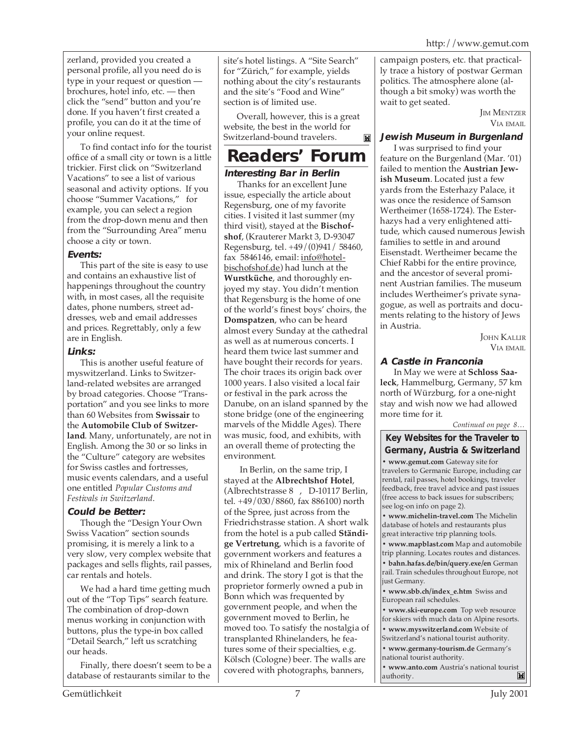zerland, provided you created a personal profile, all you need do is type in your request or question — brochures, hotel info, etc. — then click the "send" button and you're done. If you haven't first created a profile, you can do it at the time of your online request.

To find contact info for the tourist office of a small city or town is a little trickier. First click on "Switzerland Vacations" to see a list of various seasonal and activity options. If you choose "Summer Vacations," for example, you can select a region from the drop-down menu and then from the "Surrounding Area" menu choose a city or town.

### Events:

This part of the site is easy to use and contains an exhaustive list of happenings throughout the country with, in most cases, all the requisite dates, phone numbers, street addresses, web and email addresses and prices. Regrettably, only a few are in English.

### Links:

This is another useful feature of myswitzerland. Links to Switzerland-related websites are arranged by broad categories. Choose "Transportation" and you see links to more than 60 Websites from **Swissair** to the **Automobile Club of Switzerland**. Many, unfortunately, are not in English. Among the 30 or so links in the "Culture" category are websites for Swiss castles and fortresses, music events calendars, and a useful one entitled *Popular Customs and Festivals in Switzerland*.

### Could be Better:

Though the "Design Your Own Swiss Vacation" section sounds promising, it is merely a link to a very slow, very complex website that packages and sells flights, rail passes, car rentals and hotels.

We had a hard time getting much out of the "Top Tips" search feature. The combination of drop-down menus working in conjunction with buttons, plus the type-in box called "Detail Search," left us scratching our heads.

Finally, there doesn't seem to be a database of restaurants similar to the site's hotel listings. A "Site Search" for "Zürich," for example, yields nothing about the city's restaurants and the site's "Food and Wine" section is of limited use.

Overall, however, this is a great website, the best in the world for Switzerland-bound travelers.

# Readers' Forum

### Interesting Bar in Berlin

Thanks for an excellent June issue, especially the article about Regensburg, one of my favorite cities. I visited it last summer (my third visit), stayed at the **Bischofshof**, (Krauterer Markt 3, D-93047 Regensburg, tel. +49/(0)941/ 58460, fax 5846146, email: info@hotel-bischofshof.de) had lunch at the **Wurstküche**, and thoroughly enjoyed my stay. You didn't mention that Regensburg is the home of one of the world's finest boys' choirs, the **Domspatzen**, who can be heard almost every Sunday at the cathedral as well as at numerous concerts. I heard them twice last summer and have bought their records for years. The choir traces its origin back over 1000 years. I also visited a local fair or festival in the park across the Danube, on an island spanned by the stone bridge (one of the engineering marvels of the Middle Ages). There was music, food, and exhibits, with an overall theme of protecting the environment.

In Berlin, on the same trip, I stayed at the **Albrechtshof Hotel**, (Albrechtstrasse 8 , D-10117 Berlin, tel. +49/030/8860, fax 886100) north of the Spree, just across from the Friedrichstrasse station. A short walk from the hotel is a pub called **Ständige Vertretung**, which is a favorite of government workers and features a mix of Rhineland and Berlin food and drink. The story I got is that the proprietor formerly owned a pub in Bonn which was frequented by government people, and when the government moved to Berlin, he moved too. To satisfy the nostalgia of transplanted Rhinelanders, he features some of their specialties, e.g. Kölsch (Cologne) beer. The walls are covered with photographs, banners, campaign posters, etc. that practically trace a history of postwar German politics. The atmosphere alone (although a bit smoky) was worth the wait to get seated.

JIM MENTZER
VIA EMAIL

### Jewish Museum in Burgenland

I was surprised to find your feature on the Burgenland (Mar. '01) failed to mention the **Austrian Jewish Museum**. Located just a few yards from the Esterhazy Palace, it was once the residence of Samson Wertheimer (1658-1724). The Esterhazys had a very enlightened attitude, which caused numerous Jewish families to settle in and around Eisenstadt. Wertheimer became the Chief Rabbi for the entire province, and the ancestor of several prominent Austrian families. The museum includes Wertheimer's private synagogue, as well as portraits and documents relating to the history of Jews in Austria.

JOHN KALLIR
VIA EMAIL

### A Castle in Franconia

In May we were at **Schloss Saaleck**, Hammelburg, Germany, 57 km north of Würzburg, for a one-night stay and wish now we had allowed more time for it.

*Continued on page 8…*

**Key Websites for the Traveler to Germany, Austria & Switzerland**

- **www.gemut.com** Gateway site for travelers to Germanic Europe, including car rental, rail passes, hotel bookings, traveler feedback, free travel advice and past issues (free access to back issues for subscribers; see log-on info on page 2).
- **www.michelin-travel.com** The Michelin database of hotels and restaurants plus great interactive trip planning tools.
- **www.mapblast.com** Map and automobile trip planning. Locates routes and distances.
- **bahn.hafas.de/bin/query.exe/en** German rail. Train schedules throughout Europe, not just Germany.
- **www.sbb.ch/index_e.htm** Swiss and European rail schedules.
- **www.ski-europe.com** Top web resource for skiers with much data on Alpine resorts.
- **www.myswitzerland.com** Website of Switzerland's national tourist authority.
- **www.germany-tourism.de** Germany's national tourist authority.
- **www.anto.com** Austria's national tourist authority.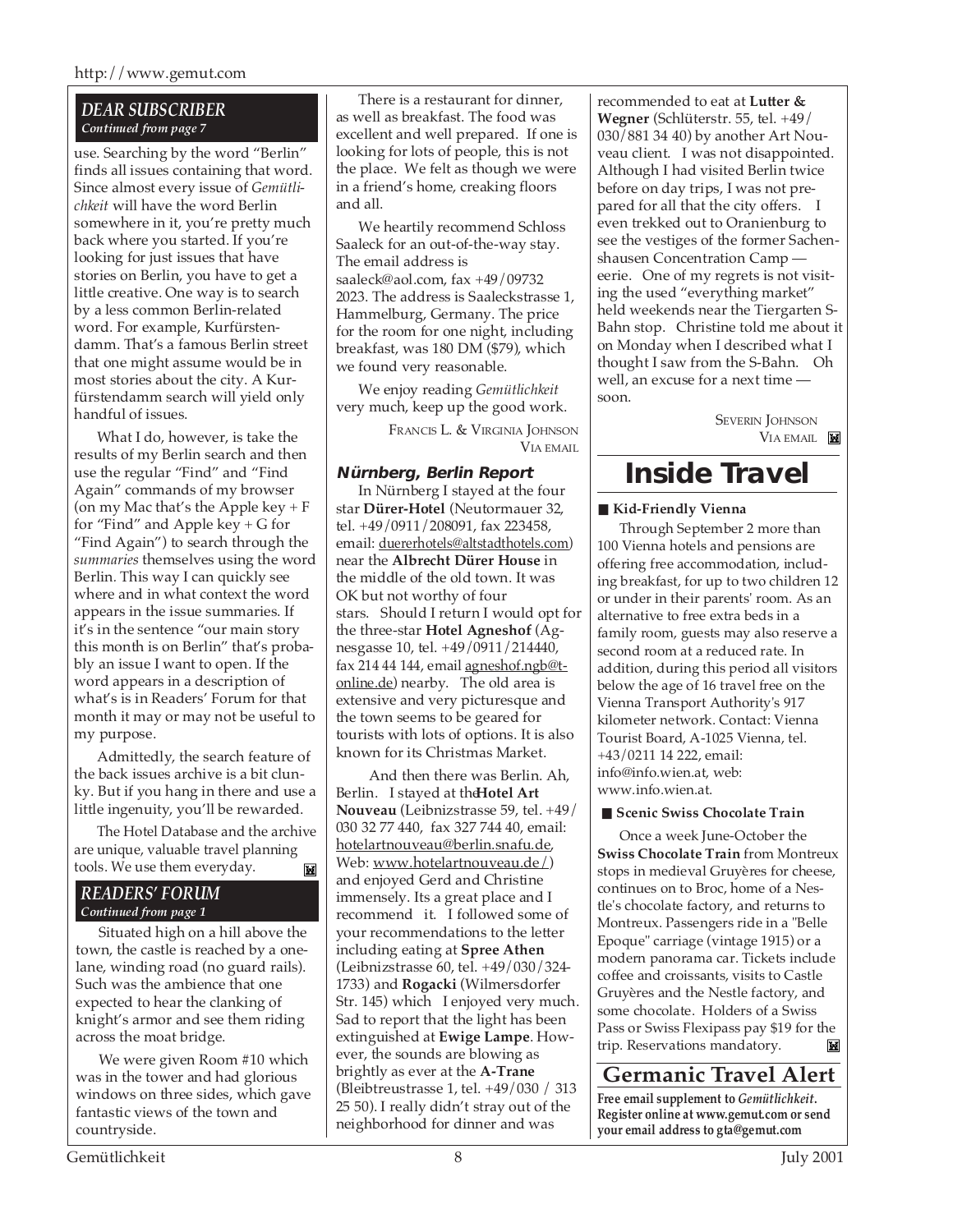### *DEAR SUBSCRIBER*
*Continued from page 7*

use. Searching by the word "Berlin" finds all issues containing that word. Since almost every issue of *Gemütlichkeit* will have the word Berlin somewhere in it, you're pretty much back where you started. If you're looking for just issues that have stories on Berlin, you have to get a little creative. One way is to search by a less common Berlin-related word. For example, Kurfürstendamm. That's a famous Berlin street that one might assume would be in most stories about the city. A Kurfürstendamm search will yield only handful of issues.

What I do, however, is take the results of my Berlin search and then use the regular "Find" and "Find Again" commands of my browser (on my Mac that's the Apple key + F for "Find" and Apple key + G for "Find Again") to search through the *summaries* themselves using the word Berlin. This way I can quickly see where and in what context the word appears in the issue summaries. If it's in the sentence "our main story this month is on Berlin" that's probably an issue I want to open. If the word appears in a description of what's is in Readers' Forum for that month it may or may not be useful to my purpose.

Admittedly, the search feature of the back issues archive is a bit clunky. But if you hang in there and use a little ingenuity, you'll be rewarded.

The Hotel Database and the archive are unique, valuable travel planning tools. We use them everyday.

### *READERS' FORUM*
*Continued from page 1*

Situated high on a hill above the town, the castle is reached by a one-lane, winding road (no guard rails). Such was the ambience that one expected to hear the clanking of knight's armor and see them riding across the moat bridge.

We were given Room #10 which was in the tower and had glorious windows on three sides, which gave fantastic views of the town and countryside.

There is a restaurant for dinner, as well as breakfast. The food was excellent and well prepared. If one is looking for lots of people, this is not the place. We felt as though we were in a friend's home, creaking floors and all.

We heartily recommend Schloss Saaleck for an out-of-the-way stay. The email address is saaleck@aol.com, fax +49/09732 2023. The address is Saaleckstrasse 1, Hammelburg, Germany. The price for the room for one night, including breakfast, was 180 DM ($79), which we found very reasonable.

We enjoy reading *Gemütlichkeit* very much, keep up the good work.

FRANCIS L. & VIRGINIA JOHNSON
VIA EMAIL

#### *Nürnberg, Berlin Report*

In Nürnberg I stayed at the four star **Dürer-Hotel** (Neutormauer 32, tel. +49/0911/208091, fax 223458, email: duererhotels@altstadthotels.com) near the **Albrecht Dürer House** in the middle of the old town. It was OK but not worthy of four stars. Should I return I would opt for the three-star **Hotel Agneshof** (Agnesgasse 10, tel. +49/0911/214440, fax 214 44 144, email agneshof.ngb@t-online.de) nearby. The old area is extensive and very picturesque and the town seems to be geared for tourists with lots of options. It is also known for its Christmas Market.

And then there was Berlin. Ah, Berlin. I stayed at the **Hotel Art Nouveau** (Leibnizstrasse 59, tel. +49/030 32 77 440, fax 327 744 40, email: hotelartnouveau@berlin.snafu.de, Web: www.hotelartnouveau.de/) and enjoyed Gerd and Christine immensely. Its a great place and I recommend it. I followed some of your recommendations to the letter including eating at **Spree Athen** (Leibnizstrasse 60, tel. +49/030/324-1733) and **Rogacki** (Wilmersdorfer Str. 145) which I enjoyed very much. Sad to report that the light has been extinguished at **Ewige Lampe**. However, the sounds are blowing as brightly as ever at the **A-Trane** (Bleibtreustrasse 1, tel. +49/030 / 313 25 50). I really didn't stray out of the neighborhood for dinner and was recommended to eat at **Lutter & Wegner** (Schlüterstr. 55, tel. +49/030/881 34 40) by another Art Nouveau client. I was not disappointed. Although I had visited Berlin twice before on day trips, I was not prepared for all that the city offers. I even trekked out to Oranienburg to see the vestiges of the former Sachenshausen Concentration Camp — eerie. One of my regrets is not visiting the used "everything market" held weekends near the Tiergarten S-Bahn stop. Christine told me about it on Monday when I described what I thought I saw from the S-Bahn. Oh well, an excuse for a next time — soon.

SEVERIN JOHNSON
VIA EMAIL

## Inside Travel

**Kid-Friendly Vienna**

Through September 2 more than 100 Vienna hotels and pensions are offering free accommodation, including breakfast, for up to two children 12 or under in their parents' room. As an alternative to free extra beds in a family room, guests may also reserve a second room at a reduced rate. In addition, during this period all visitors below the age of 16 travel free on the Vienna Transport Authority's 917 kilometer network. Contact: Vienna Tourist Board, A-1025 Vienna, tel. +43/0211 14 222, email: info@info.wien.at, web: www.info.wien.at.

**Scenic Swiss Chocolate Train**

Once a week June-October the **Swiss Chocolate Train** from Montreux stops in medieval Gruyères for cheese, continues on to Broc, home of a Nestle's chocolate factory, and returns to Montreux. Passengers ride in a "Belle Epoque" carriage (vintage 1915) or a modern panorama car. Tickets include coffee and croissants, visits to Castle Gruyères and the Nestle factory, and some chocolate. Holders of a Swiss Pass or Swiss Flexipass pay $19 for the trip. Reservations mandatory.

## Germanic Travel Alert

**Free email supplement to *Gemütlichkeit*. Register online at www.gemut.com or send your email address to gta@gemut.com**